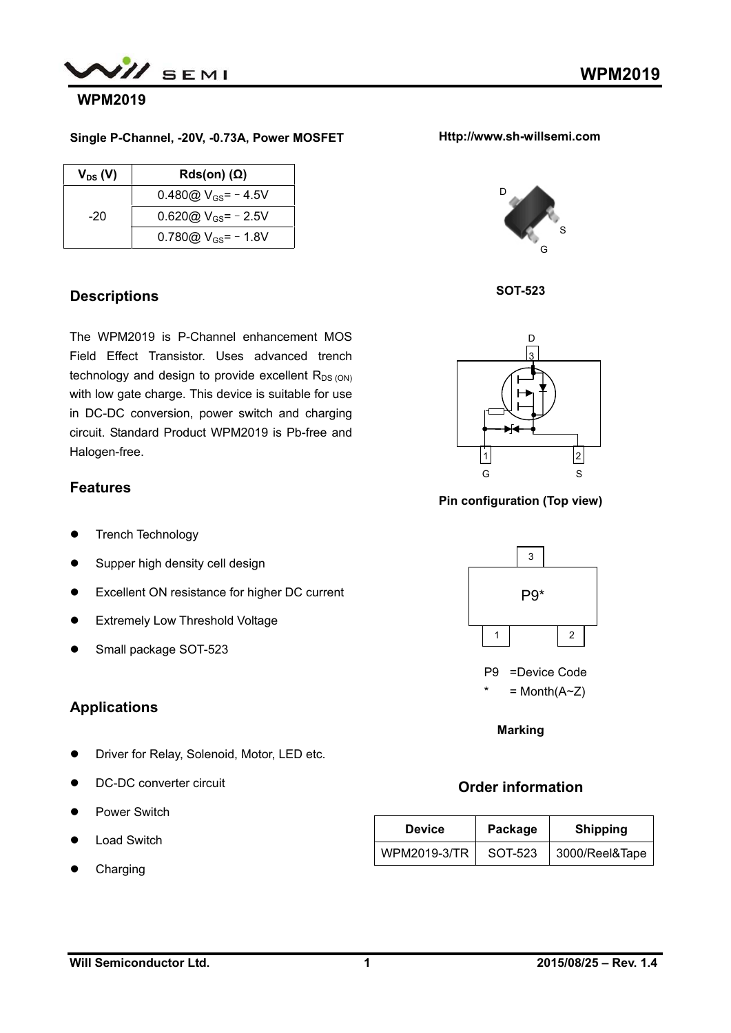# WPM2019

**Single P-Channel, -20V, -0.73A, Power MOSFET**

**Http://www.sh-willsemi.com**

| $V_{DS}$ (V) | Rds(on) (Ω) |
|---|---|
| -20 | 0.480@ $V_{GS}$= - 4.5V |
| | 0.620@ $V_{GS}$= - 2.5V |
| | 0.780@ $V_{GS}$= - 1.8V |

D

S

G

**SOT-523**

## Descriptions

The WPM2019 is P-Channel enhancement MOS Field Effect Transistor. Uses advanced trench technology and design to provide excellent $R_{DS\ (ON)}$ with low gate charge. This device is suitable for use in DC-DC conversion, power switch and charging circuit. Standard Product WPM2019 is Pb-free and Halogen-free.

D

3

1 2

G S

**Pin configuration (Top view)**

## Features

- Trench Technology
- Supper high density cell design
- Excellent ON resistance for higher DC current
- Extremely Low Threshold Voltage
- Small package SOT-523

3

P9*

1 2

P9 =Device Code

\* = Month(A~Z)

**Marking**

## Applications

- Driver for Relay, Solenoid, Motor, LED etc.
- DC-DC converter circuit
- Power Switch
- Load Switch
- Charging

## Order information

| Device | Package | Shipping |
|---|---|---|
| WPM2019-3/TR | SOT-523 | 3000/Reel&Tape |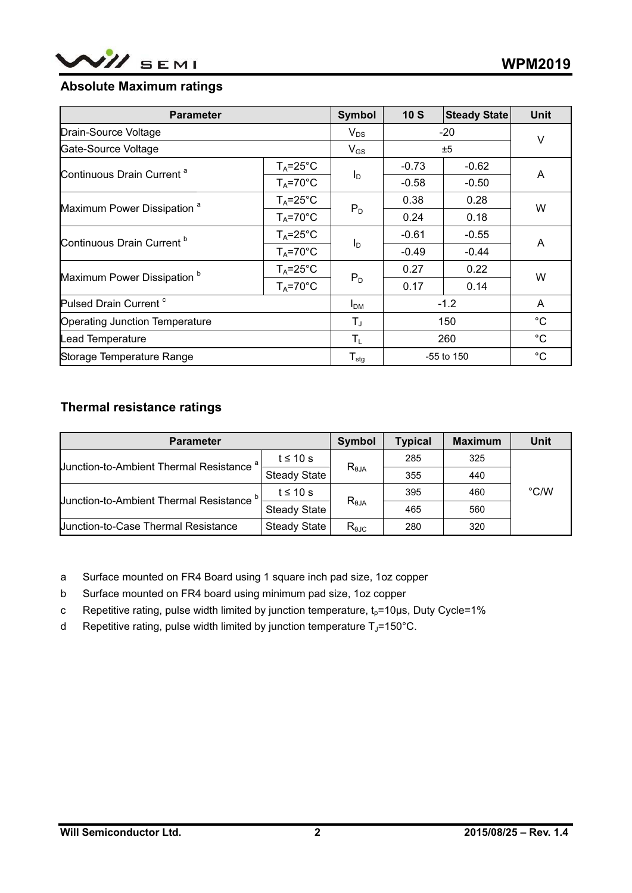## Absolute Maximum ratings

| Parameter | | Symbol | 10 S | Steady State | Unit |
|---|---|---|---|---|---|
| Drain-Source Voltage | | $V_{DS}$ | -20 | | V |
| Gate-Source Voltage | | $V_{GS}$ | ±5 | | V |
| Continuous Drain Current [a] | $T_A$=25°C | $I_D$ | -0.73 | -0.62 | A |
| | $T_A$=70°C | | -0.58 | -0.50 | |
| Maximum Power Dissipation [a] | $T_A$=25°C | $P_D$ | 0.38 | 0.28 | W |
| | $T_A$=70°C | | 0.24 | 0.18 | |
| Continuous Drain Current [b] | $T_A$=25°C | $I_D$ | -0.61 | -0.55 | A |
| | $T_A$=70°C | | -0.49 | -0.44 | |
| Maximum Power Dissipation [b] | $T_A$=25°C | $P_D$ | 0.27 | 0.22 | W |
| | $T_A$=70°C | | 0.17 | 0.14 | |
| Pulsed Drain Current [c] | | $I_{DM}$ | -1.2 | | A |
| Operating Junction Temperature | | $T_J$ | 150 | | °C |
| Lead Temperature | | $T_L$ | 260 | | °C |
| Storage Temperature Range | | $T_{stg}$ | -55 to 150 | | °C |

## Thermal resistance ratings

| Parameter | | Symbol | Typical | Maximum | Unit |
|---|---|---|---|---|---|
| Junction-to-Ambient Thermal Resistance [a] | t ≤ 10 s | $R_{θJA}$ | 285 | 325 | °C/W |
| | Steady State | | 355 | 440 | |
| Junction-to-Ambient Thermal Resistance [b] | t ≤ 10 s | $R_{θJA}$ | 395 | 460 | |
| | Steady State | | 465 | 560 | |
| Junction-to-Case Thermal Resistance | Steady State | $R_{θJC}$ | 280 | 320 | |

a Surface mounted on FR4 Board using 1 square inch pad size, 1oz copper

b Surface mounted on FR4 board using minimum pad size, 1oz copper

c Repetitive rating, pulse width limited by junction temperature, $t_p$=10μs, Duty Cycle=1%

d Repetitive rating, pulse width limited by junction temperature $T_J$=150°C.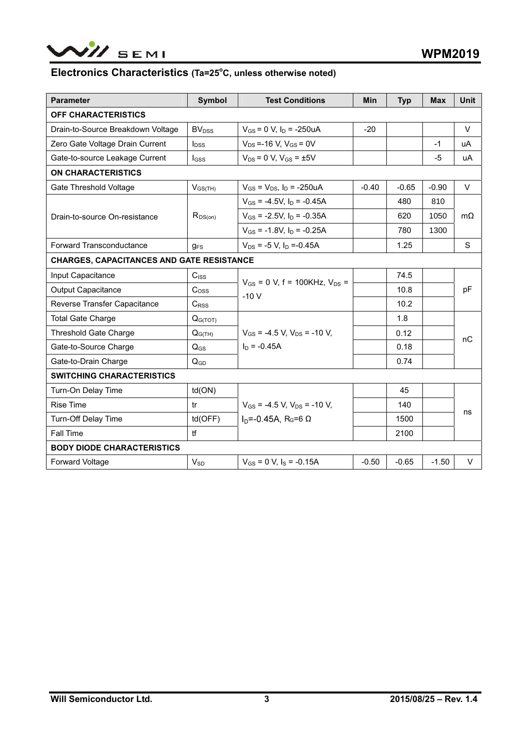## Electronics Characteristics (Ta=25°C, unless otherwise noted)

| Parameter | Symbol | Test Conditions | Min | Typ | Max | Unit |
|---|---|---|---|---|---|---|
| **OFF CHARACTERISTICS** | | | | | | |
| Drain-to-Source Breakdown Voltage | $BV_{DSS}$ | $V_{GS}$ = 0 V, $I_D$ = -250uA | -20 | | | V |
| Zero Gate Voltage Drain Current | $I_{DSS}$ | $V_{DS}$ =-16 V, $V_{GS}$ = 0V | | | -1 | uA |
| Gate-to-source Leakage Current | $I_{GSS}$ | $V_{DS}$ = 0 V, $V_{GS}$ = ±5V | | | -5 | uA |
| **ON CHARACTERISTICS** | | | | | | |
| Gate Threshold Voltage | $V_{GS(TH)}$ | $V_{GS}$ = $V_{DS}$, $I_D$ = -250uA | -0.40 | -0.65 | -0.90 | V |
| Drain-to-source On-resistance | $R_{DS(on)}$ | $V_{GS}$ = -4.5V, $I_D$ = -0.45A | | 480 | 810 | mΩ |
| | | $V_{GS}$ = -2.5V, $I_D$ = -0.35A | | 620 | 1050 | |
| | | $V_{GS}$ = -1.8V, $I_D$ = -0.25A | | 780 | 1300 | |
| Forward Transconductance | $g_{FS}$ | $V_{DS}$ = -5 V, $I_D$ =-0.45A | | 1.25 | | S |
| **CHARGES, CAPACITANCES AND GATE RESISTANCE** | | | | | | |
| Input Capacitance | $C_{ISS}$ | $V_{GS}$ = 0 V, f = 100KHz, $V_{DS}$ = -10 V | | 74.5 | | pF |
| Output Capacitance | $C_{OSS}$ | | | 10.8 | | |
| Reverse Transfer Capacitance | $C_{RSS}$ | | | 10.2 | | |
| Total Gate Charge | $Q_{G(TOT)}$ | $V_{GS}$ = -4.5 V, $V_{DS}$ = -10 V, $I_D$ = -0.45A | | 1.8 | | nC |
| Threshold Gate Charge | $Q_{G(TH)}$ | | | 0.12 | | |
| Gate-to-Source Charge | $Q_{GS}$ | | | 0.18 | | |
| Gate-to-Drain Charge | $Q_{GD}$ | | | 0.74 | | |
| **SWITCHING CHARACTERISTICS** | | | | | | |
| Turn-On Delay Time | td(ON) | $V_{GS}$ = -4.5 V, $V_{DS}$ = -10 V, $I_D$=-0.45A, $R_G$=6 Ω | | 45 | | ns |
| Rise Time | tr | | | 140 | | |
| Turn-Off Delay Time | td(OFF) | | | 1500 | | |
| Fall Time | tf | | | 2100 | | |
| **BODY DIODE CHARACTERISTICS** | | | | | | |
| Forward Voltage | $V_{SD}$ | $V_{GS}$ = 0 V, $I_S$ = -0.15A | -0.50 | -0.65 | -1.50 | V |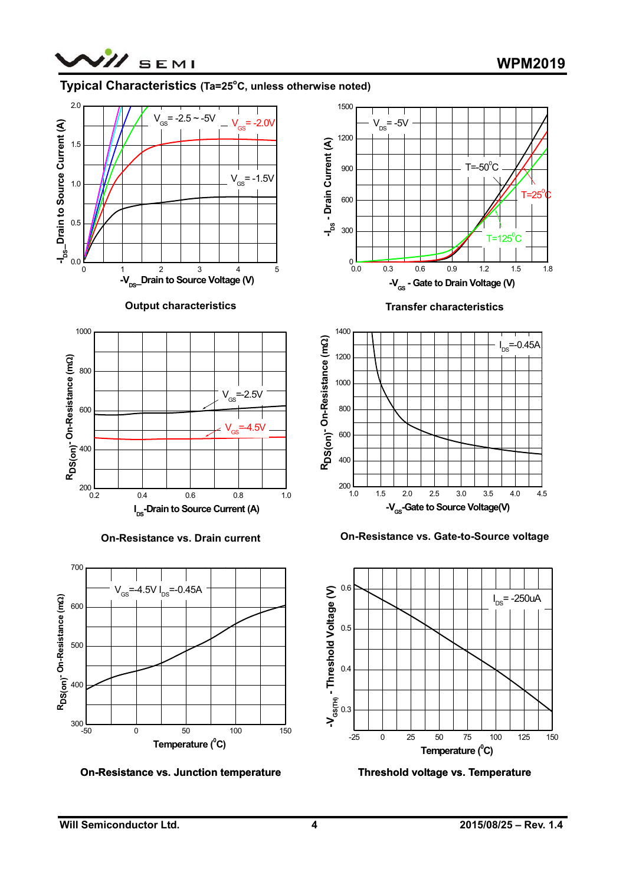## Typical Characteristics (Ta=25°C, unless otherwise noted)

Output characteristics

Transfer characteristics

On-Resistance vs. Drain current

On-Resistance vs. Gate-to-Source voltage

On-Resistance vs. Junction temperature

Threshold voltage vs. Temperature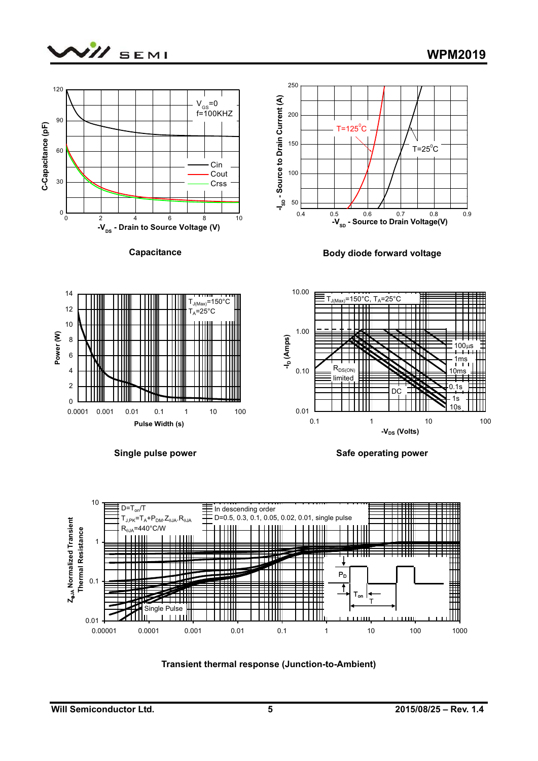Capacitance

Body diode forward voltage

Single pulse power

Safe operating power

Transient thermal response (Junction-to-Ambient)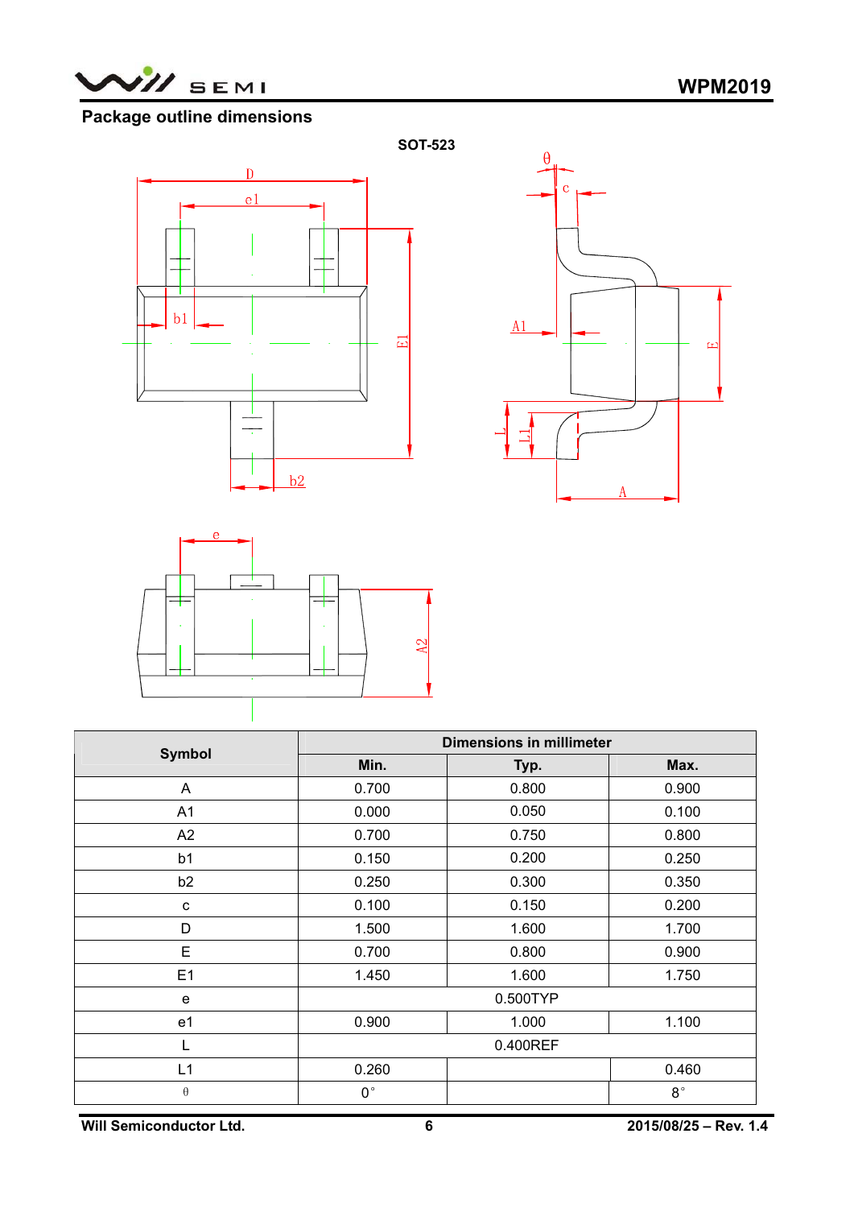## Package outline dimensions

SOT-523

D
e1
b1
E1
b2
θ
c
A1
E
L
L1
A
e
A2

| Symbol | Dimensions in millimeter | | |
|---|---|---|---|
| | Min. | Typ. | Max. |
| A | 0.700 | 0.800 | 0.900 |
| A1 | 0.000 | 0.050 | 0.100 |
| A2 | 0.700 | 0.750 | 0.800 |
| b1 | 0.150 | 0.200 | 0.250 |
| b2 | 0.250 | 0.300 | 0.350 |
| c | 0.100 | 0.150 | 0.200 |
| D | 1.500 | 1.600 | 1.700 |
| E | 0.700 | 0.800 | 0.900 |
| E1 | 1.450 | 1.600 | 1.750 |
| e | 0.500TYP | | |
| e1 | 0.900 | 1.000 | 1.100 |
| L | 0.400REF | | |
| L1 | 0.260 | | 0.460 |
| θ | 0° | | 8° |